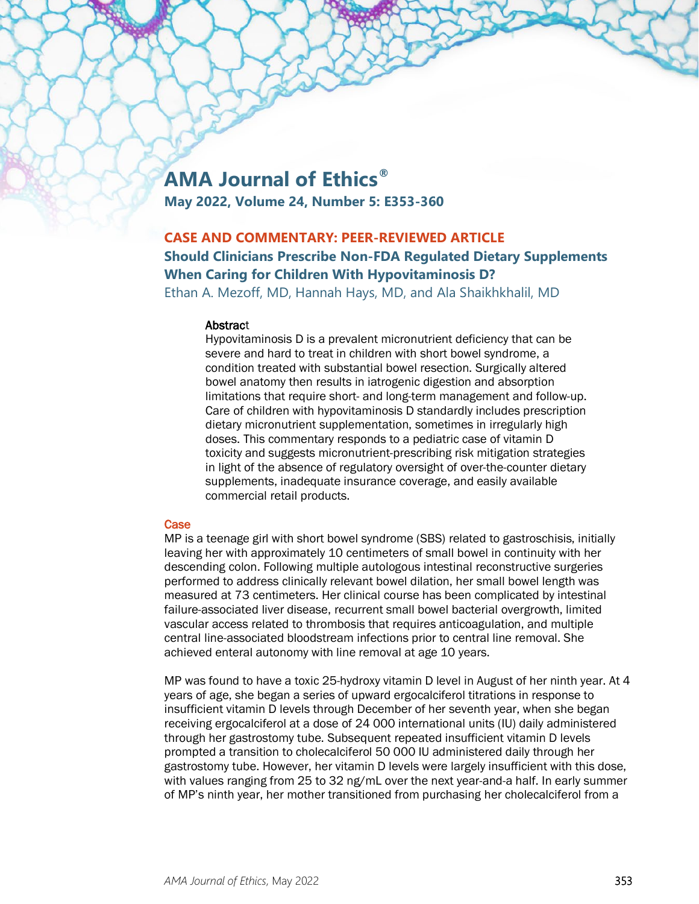# AMA Journal of Ethics®

**May 2022, Volume 24, Number 5: E353-360**

## CASE AND COMMENTARY: PEER-REVIEWED ARTICLE

## Should Clinicians Prescribe Non-FDA Regulated Dietary Supplements When Caring for Children With Hypovitaminosis D?

Ethan A. Mezoff, MD, Hannah Hays, MD, and Ala Shaikhkhalil, MD

### Abstract

Hypovitaminosis D is a prevalent micronutrient deficiency that can be severe and hard to treat in children with short bowel syndrome, a condition treated with substantial bowel resection. Surgically altered bowel anatomy then results in iatrogenic digestion and absorption limitations that require short- and long-term management and follow-up. Care of children with hypovitaminosis D standardly includes prescription dietary micronutrient supplementation, sometimes in irregularly high doses. This commentary responds to a pediatric case of vitamin D toxicity and suggests micronutrient-prescribing risk mitigation strategies in light of the absence of regulatory oversight of over-the-counter dietary supplements, inadequate insurance coverage, and easily available commercial retail products.

### Case

MP is a teenage girl with short bowel syndrome (SBS) related to gastroschisis, initially leaving her with approximately 10 centimeters of small bowel in continuity with her descending colon. Following multiple autologous intestinal reconstructive surgeries performed to address clinically relevant bowel dilation, her small bowel length was measured at 73 centimeters. Her clinical course has been complicated by intestinal failure-associated liver disease, recurrent small bowel bacterial overgrowth, limited vascular access related to thrombosis that requires anticoagulation, and multiple central line-associated bloodstream infections prior to central line removal. She achieved enteral autonomy with line removal at age 10 years.

MP was found to have a toxic 25-hydroxy vitamin D level in August of her ninth year. At 4 years of age, she began a series of upward ergocalciferol titrations in response to insufficient vitamin D levels through December of her seventh year, when she began receiving ergocalciferol at a dose of 24 000 international units (IU) daily administered through her gastrostomy tube. Subsequent repeated insufficient vitamin D levels prompted a transition to cholecalciferol 50 000 IU administered daily through her gastrostomy tube. However, her vitamin D levels were largely insufficient with this dose, with values ranging from 25 to 32 ng/mL over the next year-and-a half. In early summer of MP's ninth year, her mother transitioned from purchasing her cholecalciferol from a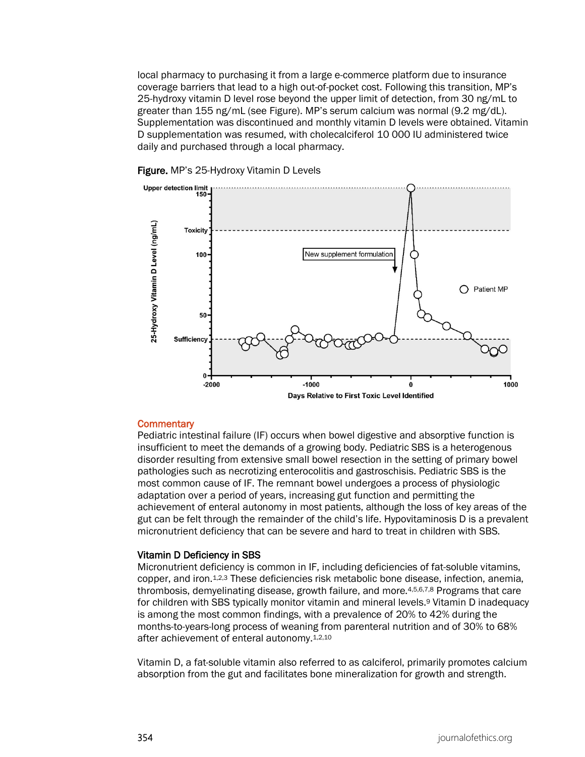local pharmacy to purchasing it from a large e-commerce platform due to insurance coverage barriers that lead to a high out-of-pocket cost. Following this transition, MP's 25-hydroxy vitamin D level rose beyond the upper limit of detection, from 30 ng/mL to greater than 155 ng/mL (see Figure). MP's serum calcium was normal (9.2 mg/dL). Supplementation was discontinued and monthly vitamin D levels were obtained. Vitamin D supplementation was resumed, with cholecalciferol 10 000 IU administered twice daily and purchased through a local pharmacy.

**Figure.** MP's 25-Hydroxy Vitamin D Levels

## Commentary

Pediatric intestinal failure (IF) occurs when bowel digestive and absorptive function is insufficient to meet the demands of a growing body. Pediatric SBS is a heterogenous disorder resulting from extensive small bowel resection in the setting of primary bowel pathologies such as necrotizing enterocolitis and gastroschisis. Pediatric SBS is the most common cause of IF. The remnant bowel undergoes a process of physiologic adaptation over a period of years, increasing gut function and permitting the achievement of enteral autonomy in most patients, although the loss of key areas of the gut can be felt through the remainder of the child's life. Hypovitaminosis D is a prevalent micronutrient deficiency that can be severe and hard to treat in children with SBS.

### Vitamin D Deficiency in SBS

Micronutrient deficiency is common in IF, including deficiencies of fat-soluble vitamins, copper, and iron.[1,2,3] These deficiencies risk metabolic bone disease, infection, anemia, thrombosis, demyelinating disease, growth failure, and more.[4,5,6,7,8] Programs that care for children with SBS typically monitor vitamin and mineral levels.[9] Vitamin D inadequacy is among the most common findings, with a prevalence of 20% to 42% during the months-to-years-long process of weaning from parenteral nutrition and of 30% to 68% after achievement of enteral autonomy.[1,2,10]

Vitamin D, a fat-soluble vitamin also referred to as calciferol, primarily promotes calcium absorption from the gut and facilitates bone mineralization for growth and strength.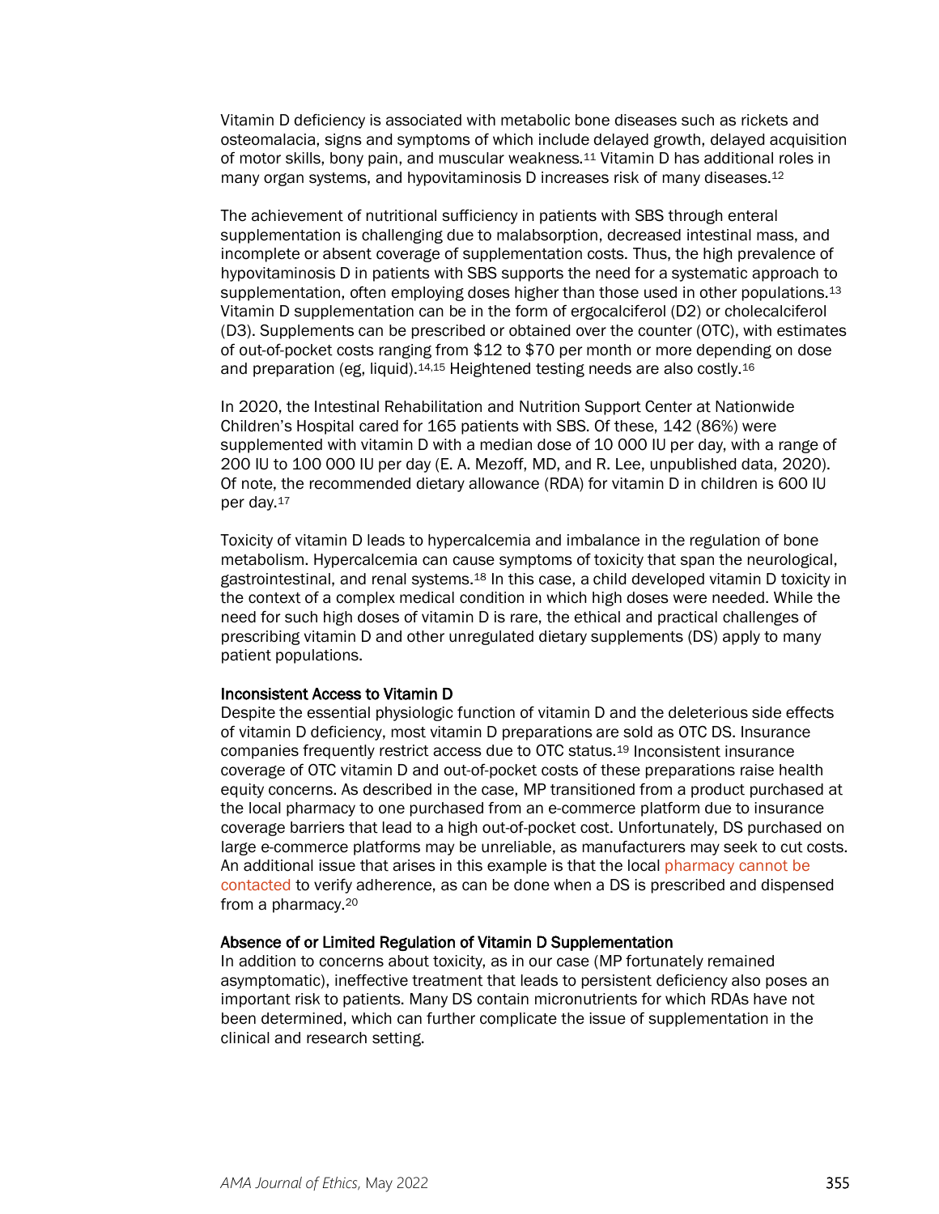Vitamin D deficiency is associated with metabolic bone diseases such as rickets and osteomalacia, signs and symptoms of which include delayed growth, delayed acquisition of motor skills, bony pain, and muscular weakness.[11] Vitamin D has additional roles in many organ systems, and hypovitaminosis D increases risk of many diseases.[12]

The achievement of nutritional sufficiency in patients with SBS through enteral supplementation is challenging due to malabsorption, decreased intestinal mass, and incomplete or absent coverage of supplementation costs. Thus, the high prevalence of hypovitaminosis D in patients with SBS supports the need for a systematic approach to supplementation, often employing doses higher than those used in other populations.[13] Vitamin D supplementation can be in the form of ergocalciferol (D2) or cholecalciferol (D3). Supplements can be prescribed or obtained over the counter (OTC), with estimates of out-of-pocket costs ranging from $12 to $70 per month or more depending on dose and preparation (eg, liquid).[14,15] Heightened testing needs are also costly.[16]

In 2020, the Intestinal Rehabilitation and Nutrition Support Center at Nationwide Children's Hospital cared for 165 patients with SBS. Of these, 142 (86%) were supplemented with vitamin D with a median dose of 10 000 IU per day, with a range of 200 IU to 100 000 IU per day (E. A. Mezoff, MD, and R. Lee, unpublished data, 2020). Of note, the recommended dietary allowance (RDA) for vitamin D in children is 600 IU per day.[17]

Toxicity of vitamin D leads to hypercalcemia and imbalance in the regulation of bone metabolism. Hypercalcemia can cause symptoms of toxicity that span the neurological, gastrointestinal, and renal systems.[18] In this case, a child developed vitamin D toxicity in the context of a complex medical condition in which high doses were needed. While the need for such high doses of vitamin D is rare, the ethical and practical challenges of prescribing vitamin D and other unregulated dietary supplements (DS) apply to many patient populations.

### Inconsistent Access to Vitamin D

Despite the essential physiologic function of vitamin D and the deleterious side effects of vitamin D deficiency, most vitamin D preparations are sold as OTC DS. Insurance companies frequently restrict access due to OTC status.[19] Inconsistent insurance coverage of OTC vitamin D and out-of-pocket costs of these preparations raise health equity concerns. As described in the case, MP transitioned from a product purchased at the local pharmacy to one purchased from an e-commerce platform due to insurance coverage barriers that lead to a high out-of-pocket cost. Unfortunately, DS purchased on large e-commerce platforms may be unreliable, as manufacturers may seek to cut costs. An additional issue that arises in this example is that the local pharmacy cannot be contacted to verify adherence, as can be done when a DS is prescribed and dispensed from a pharmacy.[20]

### Absence of or Limited Regulation of Vitamin D Supplementation

In addition to concerns about toxicity, as in our case (MP fortunately remained asymptomatic), ineffective treatment that leads to persistent deficiency also poses an important risk to patients. Many DS contain micronutrients for which RDAs have not been determined, which can further complicate the issue of supplementation in the clinical and research setting.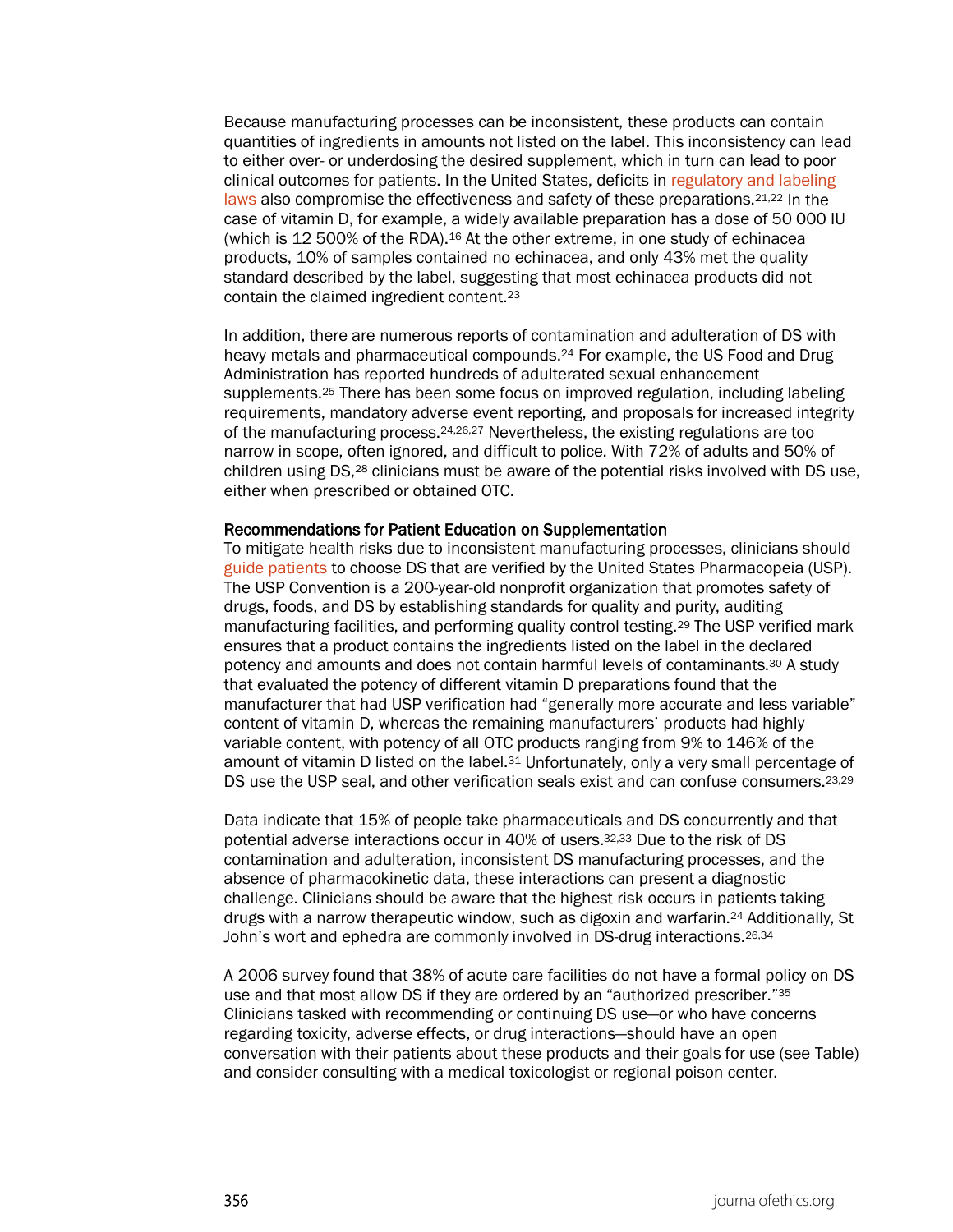Because manufacturing processes can be inconsistent, these products can contain quantities of ingredients in amounts not listed on the label. This inconsistency can lead to either over- or underdosing the desired supplement, which in turn can lead to poor clinical outcomes for patients. In the United States, deficits in regulatory and labeling laws also compromise the effectiveness and safety of these preparations.[21,22] In the case of vitamin D, for example, a widely available preparation has a dose of 50 000 IU (which is 12 500% of the RDA).[16] At the other extreme, in one study of echinacea products, 10% of samples contained no echinacea, and only 43% met the quality standard described by the label, suggesting that most echinacea products did not contain the claimed ingredient content.[23]

In addition, there are numerous reports of contamination and adulteration of DS with heavy metals and pharmaceutical compounds.[24] For example, the US Food and Drug Administration has reported hundreds of adulterated sexual enhancement supplements.[25] There has been some focus on improved regulation, including labeling requirements, mandatory adverse event reporting, and proposals for increased integrity of the manufacturing process.[24,26,27] Nevertheless, the existing regulations are too narrow in scope, often ignored, and difficult to police. With 72% of adults and 50% of children using DS,[28] clinicians must be aware of the potential risks involved with DS use, either when prescribed or obtained OTC.

### Recommendations for Patient Education on Supplementation

To mitigate health risks due to inconsistent manufacturing processes, clinicians should guide patients to choose DS that are verified by the United States Pharmacopeia (USP). The USP Convention is a 200-year-old nonprofit organization that promotes safety of drugs, foods, and DS by establishing standards for quality and purity, auditing manufacturing facilities, and performing quality control testing.[29] The USP verified mark ensures that a product contains the ingredients listed on the label in the declared potency and amounts and does not contain harmful levels of contaminants.[30] A study that evaluated the potency of different vitamin D preparations found that the manufacturer that had USP verification had "generally more accurate and less variable" content of vitamin D, whereas the remaining manufacturers' products had highly variable content, with potency of all OTC products ranging from 9% to 146% of the amount of vitamin D listed on the label.[31] Unfortunately, only a very small percentage of DS use the USP seal, and other verification seals exist and can confuse consumers.[23,29]

Data indicate that 15% of people take pharmaceuticals and DS concurrently and that potential adverse interactions occur in 40% of users.[32,33] Due to the risk of DS contamination and adulteration, inconsistent DS manufacturing processes, and the absence of pharmacokinetic data, these interactions can present a diagnostic challenge. Clinicians should be aware that the highest risk occurs in patients taking drugs with a narrow therapeutic window, such as digoxin and warfarin.[24] Additionally, St John's wort and ephedra are commonly involved in DS-drug interactions.[26,34]

A 2006 survey found that 38% of acute care facilities do not have a formal policy on DS use and that most allow DS if they are ordered by an "authorized prescriber."[35] Clinicians tasked with recommending or continuing DS use—or who have concerns regarding toxicity, adverse effects, or drug interactions—should have an open conversation with their patients about these products and their goals for use (see Table) and consider consulting with a medical toxicologist or regional poison center.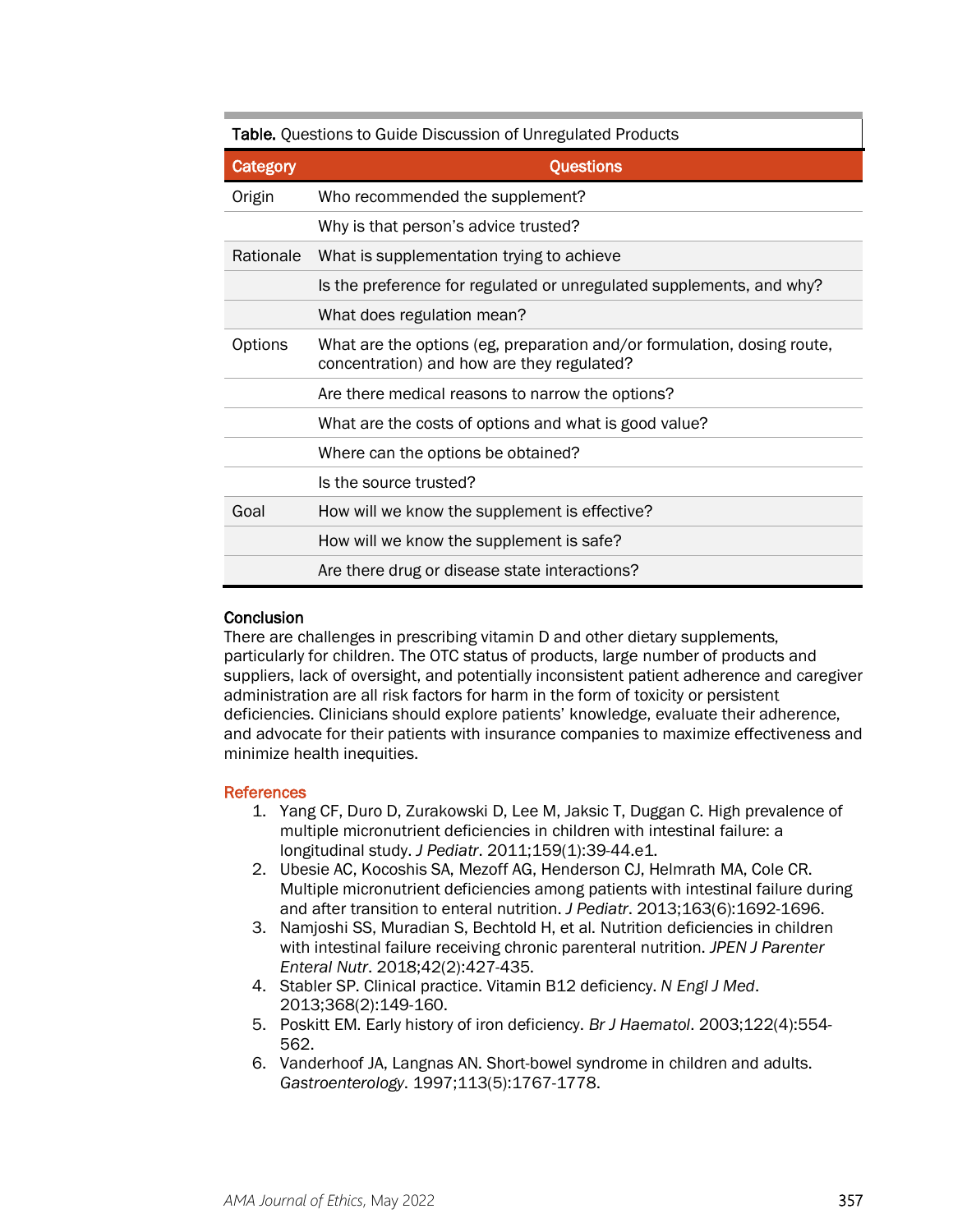**Table.** Questions to Guide Discussion of Unregulated Products

| Category | Questions |
| --- | --- |
| Origin | Who recommended the supplement? |
| | Why is that person's advice trusted? |
| Rationale | What is supplementation trying to achieve |
| | Is the preference for regulated or unregulated supplements, and why? |
| | What does regulation mean? |
| Options | What are the options (eg, preparation and/or formulation, dosing route, concentration) and how are they regulated? |
| | Are there medical reasons to narrow the options? |
| | What are the costs of options and what is good value? |
| | Where can the options be obtained? |
| | Is the source trusted? |
| Goal | How will we know the supplement is effective? |
| | How will we know the supplement is safe? |
| | Are there drug or disease state interactions? |

## Conclusion

There are challenges in prescribing vitamin D and other dietary supplements, particularly for children. The OTC status of products, large number of products and suppliers, lack of oversight, and potentially inconsistent patient adherence and caregiver administration are all risk factors for harm in the form of toxicity or persistent deficiencies. Clinicians should explore patients' knowledge, evaluate their adherence, and advocate for their patients with insurance companies to maximize effectiveness and minimize health inequities.

## References

1. Yang CF, Duro D, Zurakowski D, Lee M, Jaksic T, Duggan C. High prevalence of multiple micronutrient deficiencies in children with intestinal failure: a longitudinal study. *J Pediatr*. 2011;159(1):39-44.e1.
2. Ubesie AC, Kocoshis SA, Mezoff AG, Henderson CJ, Helmrath MA, Cole CR. Multiple micronutrient deficiencies among patients with intestinal failure during and after transition to enteral nutrition. *J Pediatr*. 2013;163(6):1692-1696.
3. Namjoshi SS, Muradian S, Bechtold H, et al. Nutrition deficiencies in children with intestinal failure receiving chronic parenteral nutrition. *JPEN J Parenter Enteral Nutr*. 2018;42(2):427-435.
4. Stabler SP. Clinical practice. Vitamin B12 deficiency. *N Engl J Med*. 2013;368(2):149-160.
5. Poskitt EM. Early history of iron deficiency. *Br J Haematol*. 2003;122(4):554-562.
6. Vanderhoof JA, Langnas AN. Short-bowel syndrome in children and adults. *Gastroenterology*. 1997;113(5):1767-1778.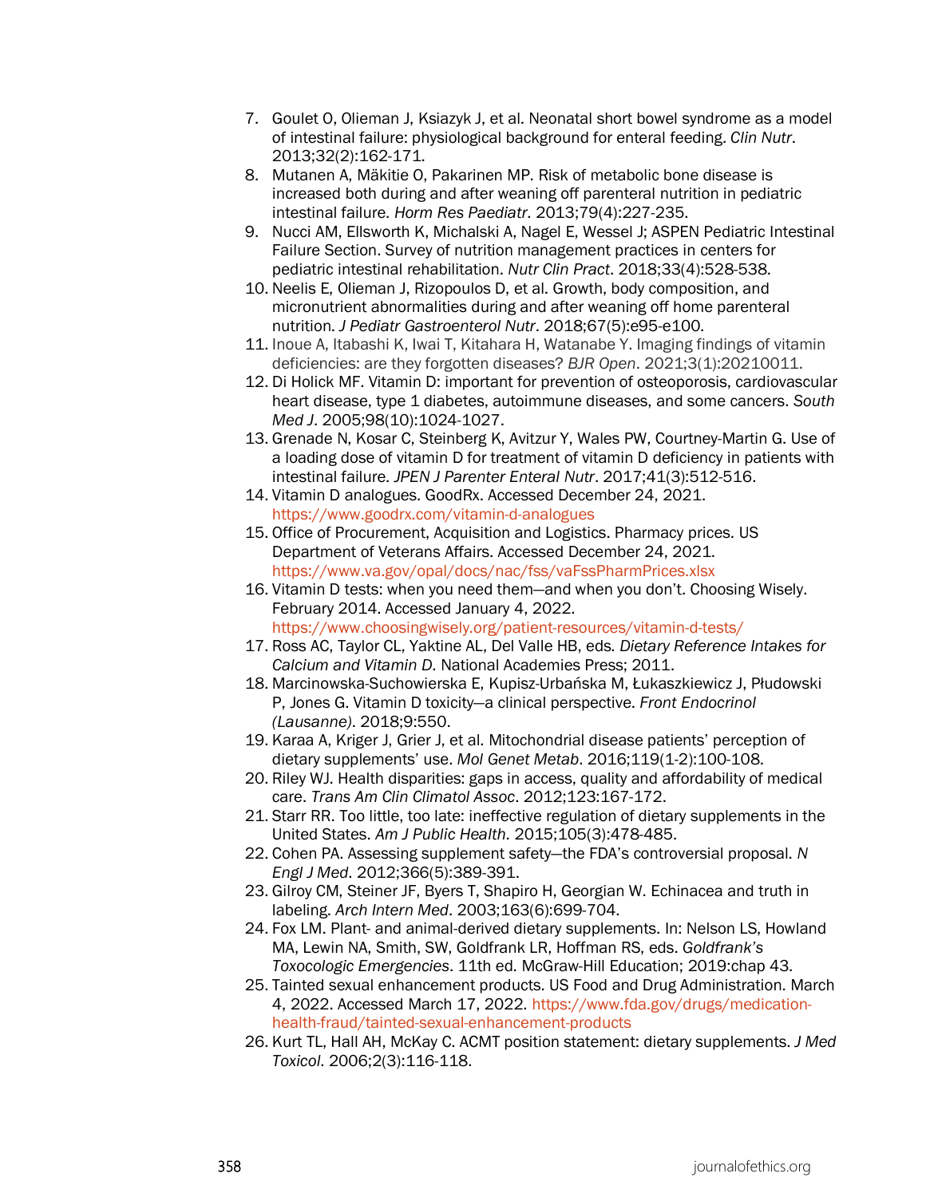7. Goulet O, Olieman J, Ksiazyk J, et al. Neonatal short bowel syndrome as a model of intestinal failure: physiological background for enteral feeding. *Clin Nutr*. 2013;32(2):162-171.
8. Mutanen A, Mäkitie O, Pakarinen MP. Risk of metabolic bone disease is increased both during and after weaning off parenteral nutrition in pediatric intestinal failure. *Horm Res Paediatr*. 2013;79(4):227-235.
9. Nucci AM, Ellsworth K, Michalski A, Nagel E, Wessel J; ASPEN Pediatric Intestinal Failure Section. Survey of nutrition management practices in centers for pediatric intestinal rehabilitation. *Nutr Clin Pract*. 2018;33(4):528-538.
10. Neelis E, Olieman J, Rizopoulos D, et al. Growth, body composition, and micronutrient abnormalities during and after weaning off home parenteral nutrition. *J Pediatr Gastroenterol Nutr*. 2018;67(5):e95-e100.
11. Inoue A, Itabashi K, Iwai T, Kitahara H, Watanabe Y. Imaging findings of vitamin deficiencies: are they forgotten diseases? *BJR Open*. 2021;3(1):20210011.
12. Di Holick MF. Vitamin D: important for prevention of osteoporosis, cardiovascular heart disease, type 1 diabetes, autoimmune diseases, and some cancers. *South Med J*. 2005;98(10):1024-1027.
13. Grenade N, Kosar C, Steinberg K, Avitzur Y, Wales PW, Courtney-Martin G. Use of a loading dose of vitamin D for treatment of vitamin D deficiency in patients with intestinal failure. *JPEN J Parenter Enteral Nutr*. 2017;41(3):512-516.
14. Vitamin D analogues. GoodRx. Accessed December 24, 2021. https://www.goodrx.com/vitamin-d-analogues
15. Office of Procurement, Acquisition and Logistics. Pharmacy prices. US Department of Veterans Affairs. Accessed December 24, 2021. https://www.va.gov/opal/docs/nac/fss/vaFssPharmPrices.xlsx
16. Vitamin D tests: when you need them—and when you don't. Choosing Wisely. February 2014. Accessed January 4, 2022. https://www.choosingwisely.org/patient-resources/vitamin-d-tests/
17. Ross AC, Taylor CL, Yaktine AL, Del Valle HB, eds. *Dietary Reference Intakes for Calcium and Vitamin D*. National Academies Press; 2011.
18. Marcinowska-Suchowierska E, Kupisz-Urbańska M, Łukaszkiewicz J, Płudowski P, Jones G. Vitamin D toxicity—a clinical perspective. *Front Endocrinol (Lausanne)*. 2018;9:550.
19. Karaa A, Kriger J, Grier J, et al. Mitochondrial disease patients' perception of dietary supplements' use. *Mol Genet Metab*. 2016;119(1-2):100-108.
20. Riley WJ. Health disparities: gaps in access, quality and affordability of medical care. *Trans Am Clin Climatol Assoc*. 2012;123:167-172.
21. Starr RR. Too little, too late: ineffective regulation of dietary supplements in the United States. *Am J Public Health*. 2015;105(3):478-485.
22. Cohen PA. Assessing supplement safety—the FDA's controversial proposal. *N Engl J Med*. 2012;366(5):389-391.
23. Gilroy CM, Steiner JF, Byers T, Shapiro H, Georgian W. Echinacea and truth in labeling. *Arch Intern Med*. 2003;163(6):699-704.
24. Fox LM. Plant- and animal-derived dietary supplements. In: Nelson LS, Howland MA, Lewin NA, Smith, SW, Goldfrank LR, Hoffman RS, eds. *Goldfrank's Toxocologic Emergencies*. 11th ed. McGraw-Hill Education; 2019:chap 43.
25. Tainted sexual enhancement products. US Food and Drug Administration. March 4, 2022. Accessed March 17, 2022. https://www.fda.gov/drugs/medication-health-fraud/tainted-sexual-enhancement-products
26. Kurt TL, Hall AH, McKay C. ACMT position statement: dietary supplements. *J Med Toxicol*. 2006;2(3):116-118.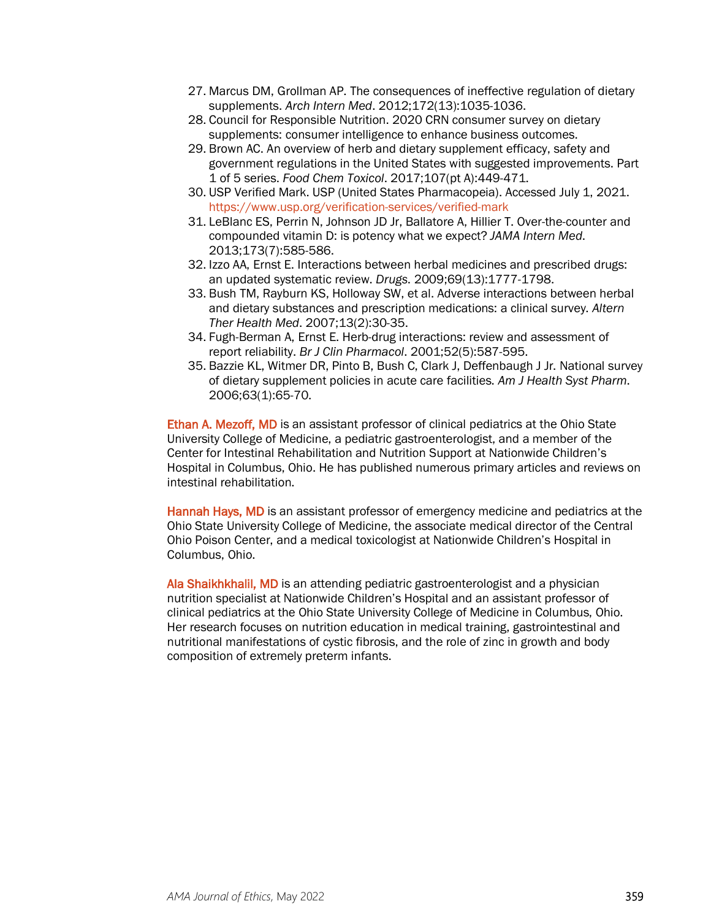27. Marcus DM, Grollman AP. The consequences of ineffective regulation of dietary supplements. *Arch Intern Med*. 2012;172(13):1035-1036.
28. Council for Responsible Nutrition. 2020 CRN consumer survey on dietary supplements: consumer intelligence to enhance business outcomes.
29. Brown AC. An overview of herb and dietary supplement efficacy, safety and government regulations in the United States with suggested improvements. Part 1 of 5 series. *Food Chem Toxicol*. 2017;107(pt A):449-471.
30. USP Verified Mark. USP (United States Pharmacopeia). Accessed July 1, 2021. https://www.usp.org/verification-services/verified-mark
31. LeBlanc ES, Perrin N, Johnson JD Jr, Ballatore A, Hillier T. Over-the-counter and compounded vitamin D: is potency what we expect? *JAMA Intern Med*. 2013;173(7):585-586.
32. Izzo AA, Ernst E. Interactions between herbal medicines and prescribed drugs: an updated systematic review. *Drugs*. 2009;69(13):1777-1798.
33. Bush TM, Rayburn KS, Holloway SW, et al. Adverse interactions between herbal and dietary substances and prescription medications: a clinical survey. *Altern Ther Health Med*. 2007;13(2):30-35.
34. Fugh-Berman A, Ernst E. Herb-drug interactions: review and assessment of report reliability. *Br J Clin Pharmacol*. 2001;52(5):587-595.
35. Bazzie KL, Witmer DR, Pinto B, Bush C, Clark J, Deffenbaugh J Jr. National survey of dietary supplement policies in acute care facilities. *Am J Health Syst Pharm*. 2006;63(1):65-70.

**Ethan A. Mezoff, MD** is an assistant professor of clinical pediatrics at the Ohio State University College of Medicine, a pediatric gastroenterologist, and a member of the Center for Intestinal Rehabilitation and Nutrition Support at Nationwide Children's Hospital in Columbus, Ohio. He has published numerous primary articles and reviews on intestinal rehabilitation.

**Hannah Hays, MD** is an assistant professor of emergency medicine and pediatrics at the Ohio State University College of Medicine, the associate medical director of the Central Ohio Poison Center, and a medical toxicologist at Nationwide Children's Hospital in Columbus, Ohio.

**Ala Shaikhkhalil, MD** is an attending pediatric gastroenterologist and a physician nutrition specialist at Nationwide Children's Hospital and an assistant professor of clinical pediatrics at the Ohio State University College of Medicine in Columbus, Ohio. Her research focuses on nutrition education in medical training, gastrointestinal and nutritional manifestations of cystic fibrosis, and the role of zinc in growth and body composition of extremely preterm infants.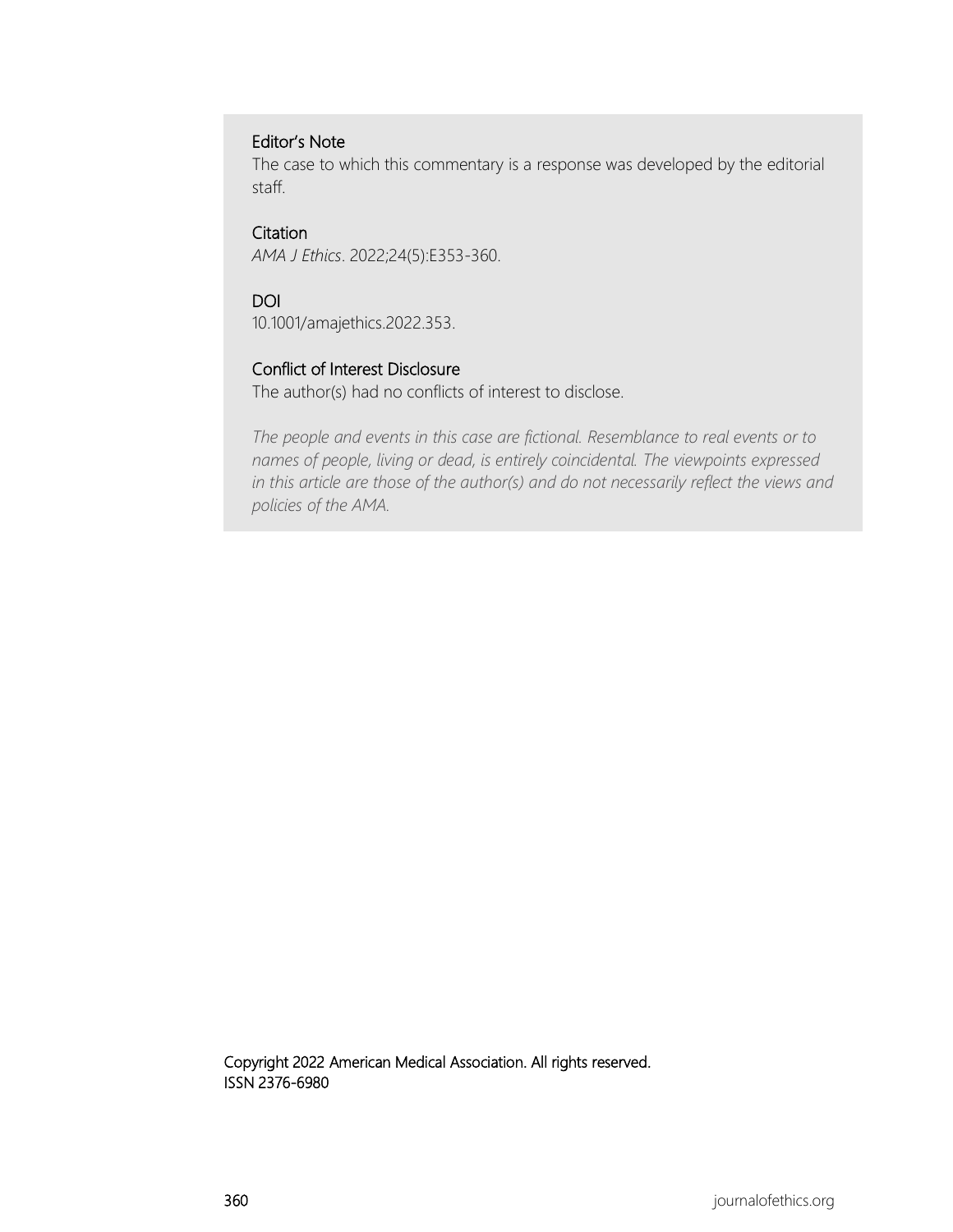### Editor's Note

The case to which this commentary is a response was developed by the editorial staff.

### Citation

*AMA J Ethics*. 2022;24(5):E353-360.

### DOI

10.1001/amajethics.2022.353.

### Conflict of Interest Disclosure

The author(s) had no conflicts of interest to disclose.

*The people and events in this case are fictional. Resemblance to real events or to names of people, living or dead, is entirely coincidental. The viewpoints expressed in this article are those of the author(s) and do not necessarily reflect the views and policies of the AMA.*

Copyright 2022 American Medical Association. All rights reserved.
ISSN 2376-6980